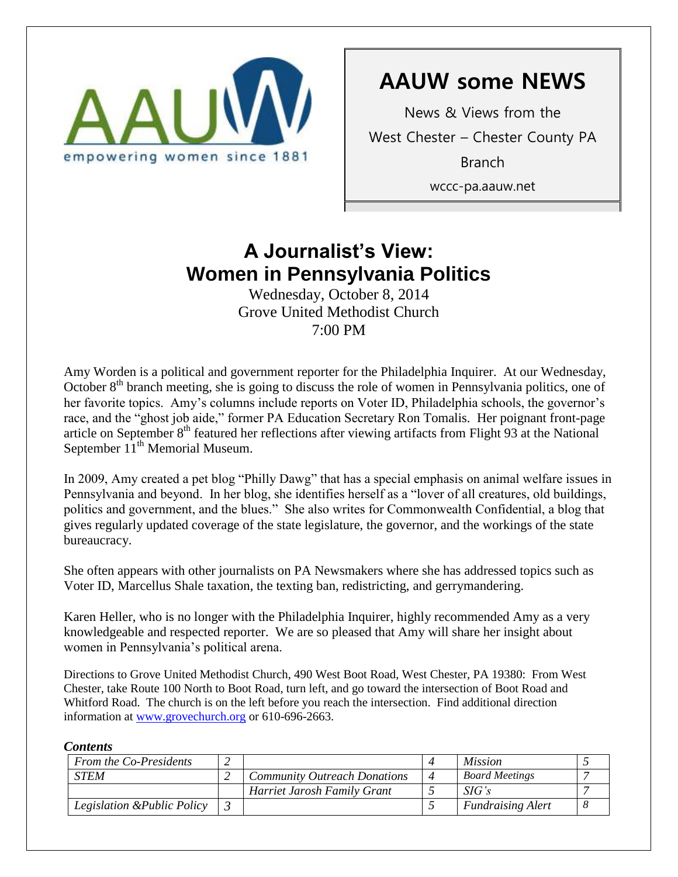AAUW
empowering women since 1881

# AAUW some NEWS

News & Views from the

West Chester – Chester County PA

Branch

wccc-pa.aauw.net

## A Journalist's View: Women in Pennsylvania Politics

Wednesday, October 8, 2014
Grove United Methodist Church
7:00 PM

Amy Worden is a political and government reporter for the Philadelphia Inquirer. At our Wednesday, October 8th branch meeting, she is going to discuss the role of women in Pennsylvania politics, one of her favorite topics. Amy's columns include reports on Voter ID, Philadelphia schools, the governor's race, and the "ghost job aide," former PA Education Secretary Ron Tomalis. Her poignant front-page article on September 8th featured her reflections after viewing artifacts from Flight 93 at the National September 11th Memorial Museum.

In 2009, Amy created a pet blog "Philly Dawg" that has a special emphasis on animal welfare issues in Pennsylvania and beyond. In her blog, she identifies herself as a "lover of all creatures, old buildings, politics and government, and the blues." She also writes for Commonwealth Confidential, a blog that gives regularly updated coverage of the state legislature, the governor, and the workings of the state bureaucracy.

She often appears with other journalists on PA Newsmakers where she has addressed topics such as Voter ID, Marcellus Shale taxation, the texting ban, redistricting, and gerrymandering.

Karen Heller, who is no longer with the Philadelphia Inquirer, highly recommended Amy as a very knowledgeable and respected reporter. We are so pleased that Amy will share her insight about women in Pennsylvania's political arena.

Directions to Grove United Methodist Church, 490 West Boot Road, West Chester, PA 19380: From West Chester, take Route 100 North to Boot Road, turn left, and go toward the intersection of Boot Road and Whitford Road. The church is on the left before you reach the intersection. Find additional direction information at www.grovechurch.org or 610-696-2663.

***Contents***

| | | | | | |
|---|---|---|---|---|---|
| *From the Co-Presidents* | *2* | | *4* | *Mission* | *5* |
| *STEM* | *2* | *Community Outreach Donations* | *4* | *Board Meetings* | *7* |
| | | *Harriet Jarosh Family Grant* | *5* | *SIG's* | *7* |
| *Legislation &Public Policy* | *3* | | *5* | *Fundraising Alert* | *8* |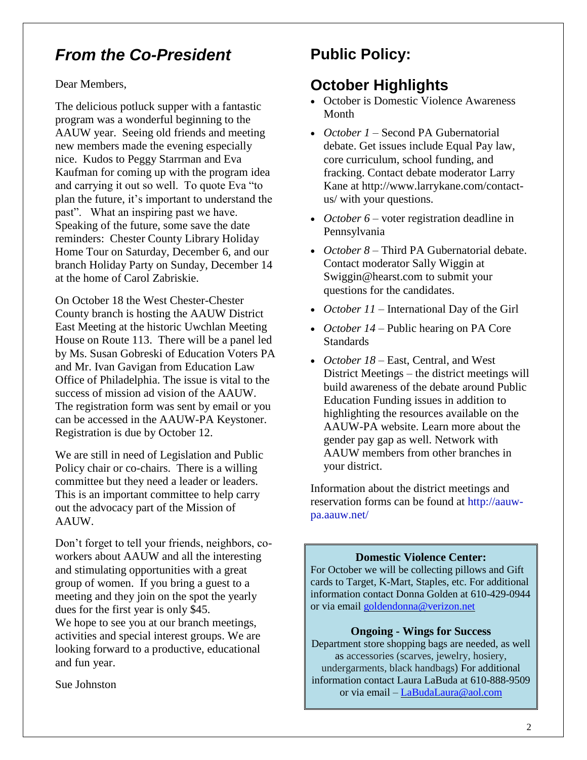## *From the Co-President*

Dear Members,

The delicious potluck supper with a fantastic program was a wonderful beginning to the AAUW year. Seeing old friends and meeting new members made the evening especially nice. Kudos to Peggy Starrman and Eva Kaufman for coming up with the program idea and carrying it out so well. To quote Eva "to plan the future, it's important to understand the past". What an inspiring past we have. Speaking of the future, some save the date reminders: Chester County Library Holiday Home Tour on Saturday, December 6, and our branch Holiday Party on Sunday, December 14 at the home of Carol Zabriskie.

On October 18 the West Chester-Chester County branch is hosting the AAUW District East Meeting at the historic Uwchlan Meeting House on Route 113. There will be a panel led by Ms. Susan Gobreski of Education Voters PA and Mr. Ivan Gavigan from Education Law Office of Philadelphia. The issue is vital to the success of mission ad vision of the AAUW. The registration form was sent by email or you can be accessed in the AAUW-PA Keystoner. Registration is due by October 12.

We are still in need of Legislation and Public Policy chair or co-chairs. There is a willing committee but they need a leader or leaders. This is an important committee to help carry out the advocacy part of the Mission of AAUW.

Don't forget to tell your friends, neighbors, co-workers about AAUW and all the interesting and stimulating opportunities with a great group of women. If you bring a guest to a meeting and they join on the spot the yearly dues for the first year is only $45.
We hope to see you at our branch meetings, activities and special interest groups. We are looking forward to a productive, educational and fun year.

Sue Johnston

## Public Policy:

## October Highlights

- October is Domestic Violence Awareness Month
- *October 1* – Second PA Gubernatorial debate. Get issues include Equal Pay law, core curriculum, school funding, and fracking. Contact debate moderator Larry Kane at http://www.larrykane.com/contact-us/ with your questions.
- *October 6* – voter registration deadline in Pennsylvania
- *October 8* – Third PA Gubernatorial debate. Contact moderator Sally Wiggin at Swiggin@hearst.com to submit your questions for the candidates.
- *October 11* – International Day of the Girl
- *October 14* – Public hearing on PA Core Standards
- *October 18* – East, Central, and West District Meetings – the district meetings will build awareness of the debate around Public Education Funding issues in addition to highlighting the resources available on the AAUW-PA website. Learn more about the gender pay gap as well. Network with AAUW members from other branches in your district.

Information about the district meetings and reservation forms can be found at http://aauw-pa.aauw.net/

**Domestic Violence Center:**
For October we will be collecting pillows and Gift cards to Target, K-Mart, Staples, etc. For additional information contact Donna Golden at 610-429-0944 or via email goldendonna@verizon.net

**Ongoing - Wings for Success**
Department store shopping bags are needed, as well as accessories (scarves, jewelry, hosiery, undergarments, black handbags) For additional information contact Laura LaBuda at 610-888-9509 or via email – LaBudaLaura@aol.com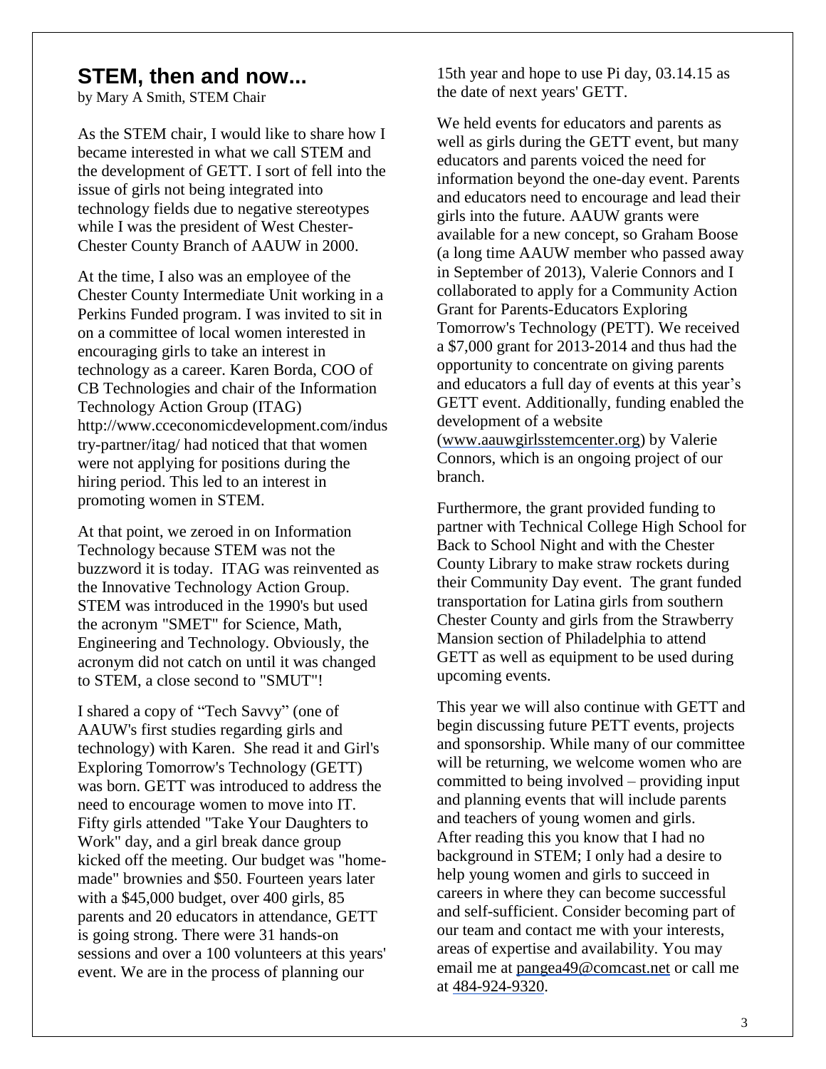## STEM, then and now...

by Mary A Smith, STEM Chair

As the STEM chair, I would like to share how I became interested in what we call STEM and the development of GETT. I sort of fell into the issue of girls not being integrated into technology fields due to negative stereotypes while I was the president of West Chester-Chester County Branch of AAUW in 2000.

At the time, I also was an employee of the Chester County Intermediate Unit working in a Perkins Funded program. I was invited to sit in on a committee of local women interested in encouraging girls to take an interest in technology as a career. Karen Borda, COO of CB Technologies and chair of the Information Technology Action Group (ITAG) http://www.cceconomicdevelopment.com/industry-partner/itag/ had noticed that that women were not applying for positions during the hiring period. This led to an interest in promoting women in STEM.

At that point, we zeroed in on Information Technology because STEM was not the buzzword it is today. ITAG was reinvented as the Innovative Technology Action Group. STEM was introduced in the 1990's but used the acronym "SMET" for Science, Math, Engineering and Technology. Obviously, the acronym did not catch on until it was changed to STEM, a close second to "SMUT"!

I shared a copy of "Tech Savvy" (one of AAUW's first studies regarding girls and technology) with Karen. She read it and Girl's Exploring Tomorrow's Technology (GETT) was born. GETT was introduced to address the need to encourage women to move into IT. Fifty girls attended "Take Your Daughters to Work" day, and a girl break dance group kicked off the meeting. Our budget was "home-made" brownies and $50. Fourteen years later with a $45,000 budget, over 400 girls, 85 parents and 20 educators in attendance, GETT is going strong. There were 31 hands-on sessions and over a 100 volunteers at this years' event. We are in the process of planning our 15th year and hope to use Pi day, 03.14.15 as the date of next years' GETT.

We held events for educators and parents as well as girls during the GETT event, but many educators and parents voiced the need for information beyond the one-day event. Parents and educators need to encourage and lead their girls into the future. AAUW grants were available for a new concept, so Graham Boose (a long time AAUW member who passed away in September of 2013), Valerie Connors and I collaborated to apply for a Community Action Grant for Parents-Educators Exploring Tomorrow's Technology (PETT). We received a $7,000 grant for 2013-2014 and thus had the opportunity to concentrate on giving parents and educators a full day of events at this year's GETT event. Additionally, funding enabled the development of a website (www.aauwgirlsstemcenter.org) by Valerie Connors, which is an ongoing project of our branch.

Furthermore, the grant provided funding to partner with Technical College High School for Back to School Night and with the Chester County Library to make straw rockets during their Community Day event. The grant funded transportation for Latina girls from southern Chester County and girls from the Strawberry Mansion section of Philadelphia to attend GETT as well as equipment to be used during upcoming events.

This year we will also continue with GETT and begin discussing future PETT events, projects and sponsorship. While many of our committee will be returning, we welcome women who are committed to being involved – providing input and planning events that will include parents and teachers of young women and girls. After reading this you know that I had no background in STEM; I only had a desire to help young women and girls to succeed in careers in where they can become successful and self-sufficient. Consider becoming part of our team and contact me with your interests, areas of expertise and availability. You may email me at pangea49@comcast.net or call me at 484-924-9320.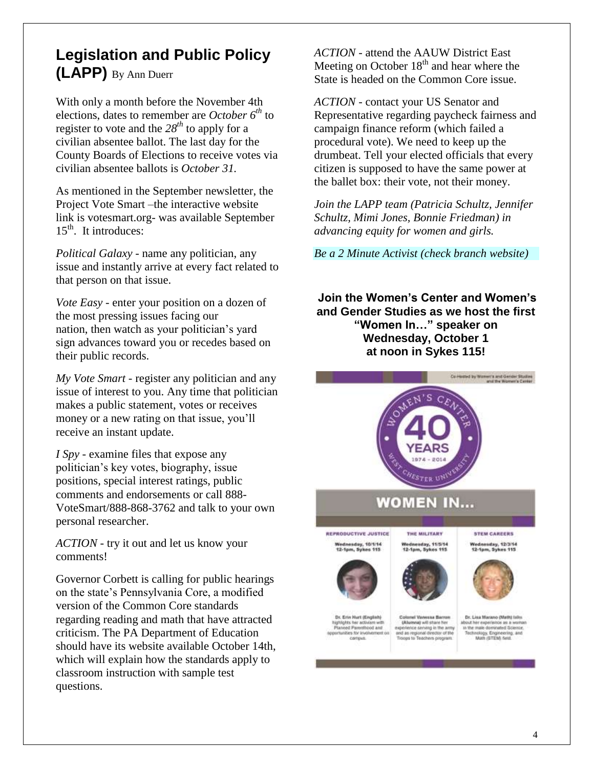## Legislation and Public Policy (LAPP) By Ann Duerr

With only a month before the November 4th elections, dates to remember are *October 6th* to register to vote and the *28th* to apply for a civilian absentee ballot. The last day for the County Boards of Elections to receive votes via civilian absentee ballots is *October 31.*

As mentioned in the September newsletter, the Project Vote Smart –the interactive website link is votesmart.org- was available September 15th. It introduces:

*Political Galaxy* - name any politician, any issue and instantly arrive at every fact related to that person on that issue.

*Vote Easy* - enter your position on a dozen of the most pressing issues facing our nation, then watch as your politician's yard sign advances toward you or recedes based on their public records.

*My Vote Smart* - register any politician and any issue of interest to you. Any time that politician makes a public statement, votes or receives money or a new rating on that issue, you'll receive an instant update.

*I Spy* - examine files that expose any politician's key votes, biography, issue positions, special interest ratings, public comments and endorsements or call 888-VoteSmart/888-868-3762 and talk to your own personal researcher.

*ACTION* - try it out and let us know your comments!

Governor Corbett is calling for public hearings on the state's Pennsylvania Core, a modified version of the Common Core standards regarding reading and math that have attracted criticism. The PA Department of Education should have its website available October 14th, which will explain how the standards apply to classroom instruction with sample test questions.

*ACTION* - attend the AAUW District East Meeting on October 18th and hear where the State is headed on the Common Core issue.

*ACTION* - contact your US Senator and Representative regarding paycheck fairness and campaign finance reform (which failed a procedural vote). We need to keep up the drumbeat. Tell your elected officials that every citizen is supposed to have the same power at the ballet box: their vote, not their money.

*Join the LAPP team (Patricia Schultz, Jennifer Schultz, Mimi Jones, Bonnie Friedman) in advancing equity for women and girls.*

*Be a 2 Minute Activist (check branch website)*

**Join the Women's Center and Women's and Gender Studies as we host the first "Women In…" speaker on Wednesday, October 1 at noon in Sykes 115!**

Co-Hosted by Women's and Gender Studies and the Women's Center

WOMEN'S CENTER · 40 YEARS · 1974 - 2014 · WEST CHESTER UNIVERSITY

**WOMEN IN...**

| REPRODUCTIVE JUSTICE | THE MILITARY | STEM CAREERS |
| --- | --- | --- |
| Wednesday, 10/1/14 12-1pm, Sykes 115 | Wednesday, 11/5/14 12-1pm, Sykes 115 | Wednesday, 12/3/14 12-1pm, Sykes 115 |
| Dr. Erin Hurt (English) highlights her activism with Planned Parenthood and opportunities for involvement on campus. | Colonel Vanessa Barron (Alumna) will share her experience serving in the army and as regional director of the Troops to Teachers program. | Dr. Lisa Marano (Math) talks about her experience as a woman in the male dominated Science, Technology, Engineering, and Math (STEM) field. |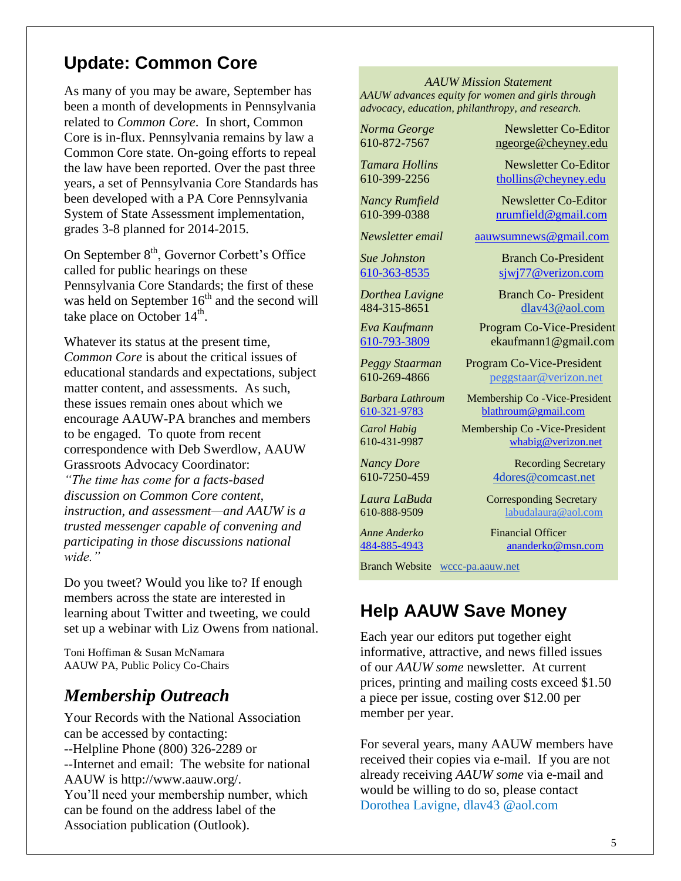## Update: Common Core

As many of you may be aware, September has been a month of developments in Pennsylvania related to *Common Core*. In short, Common Core is in-flux. Pennsylvania remains by law a Common Core state. On-going efforts to repeal the law have been reported. Over the past three years, a set of Pennsylvania Core Standards has been developed with a PA Core Pennsylvania System of State Assessment implementation, grades 3-8 planned for 2014-2015.

On September 8th, Governor Corbett's Office called for public hearings on these Pennsylvania Core Standards; the first of these was held on September 16th and the second will take place on October 14th.

Whatever its status at the present time, *Common Core* is about the critical issues of educational standards and expectations, subject matter content, and assessments. As such, these issues remain ones about which we encourage AAUW-PA branches and members to be engaged. To quote from recent correspondence with Deb Swerdlow, AAUW Grassroots Advocacy Coordinator:
*"The time has come for a facts-based discussion on Common Core content, instruction, and assessment—and AAUW is a trusted messenger capable of convening and participating in those discussions national wide."*

Do you tweet? Would you like to? If enough members across the state are interested in learning about Twitter and tweeting, we could set up a webinar with Liz Owens from national.

Toni Hoffiman & Susan McNamara
AAUW PA, Public Policy Co-Chairs

## *Membership Outreach*

Your Records with the National Association can be accessed by contacting:
--Helpline Phone (800) 326-2289 or
--Internet and email: The website for national AAUW is http://www.aauw.org/.
You'll need your membership number, which can be found on the address label of the Association publication (Outlook).

*AAUW Mission Statement*
*AAUW advances equity for women and girls through advocacy, education, philanthropy, and research.*

| | |
|---|---|
| *Norma George* 610-872-7567 | Newsletter Co-Editor ngeorge@cheyney.edu |
| *Tamara Hollins* 610-399-2256 | Newsletter Co-Editor thollins@cheyney.edu |
| *Nancy Rumfield* 610-399-0388 | Newsletter Co-Editor nrumfield@gmail.com |
| *Newsletter email* | aauwsumnews@gmail.com |
| *Sue Johnston* 610-363-8535 | Branch Co-President sjwj77@verizon.com |
| *Dorthea Lavigne* 484-315-8651 | Branch Co- President dlav43@aol.com |
| *Eva Kaufmann* 610-793-3809 | Program Co-Vice-President ekaufmann1@gmail.com |
| *Peggy Staarman* 610-269-4866 | Program Co-Vice-President peggstaar@verizon.net |
| *Barbara Lathroum* 610-321-9783 | Membership Co -Vice-President blathroum@gmail.com |
| *Carol Habig* 610-431-9987 | Membership Co -Vice-President whabig@verizon.net |
| *Nancy Dore* 610-7250-459 | Recording Secretary 4dores@comcast.net |
| *Laura LaBuda* 610-888-9509 | Corresponding Secretary labudalaura@aol.com |
| *Anne Anderko* 484-885-4943 | Financial Officer ananderko@msn.com |

Branch Website wccc-pa.aauw.net

## Help AAUW Save Money

Each year our editors put together eight informative, attractive, and news filled issues of our *AAUW some* newsletter. At current prices, printing and mailing costs exceed $1.50 a piece per issue, costing over $12.00 per member per year.

For several years, many AAUW members have received their copies via e-mail. If you are not already receiving *AAUW some* via e-mail and would be willing to do so, please contact Dorothea Lavigne, dlav43 @aol.com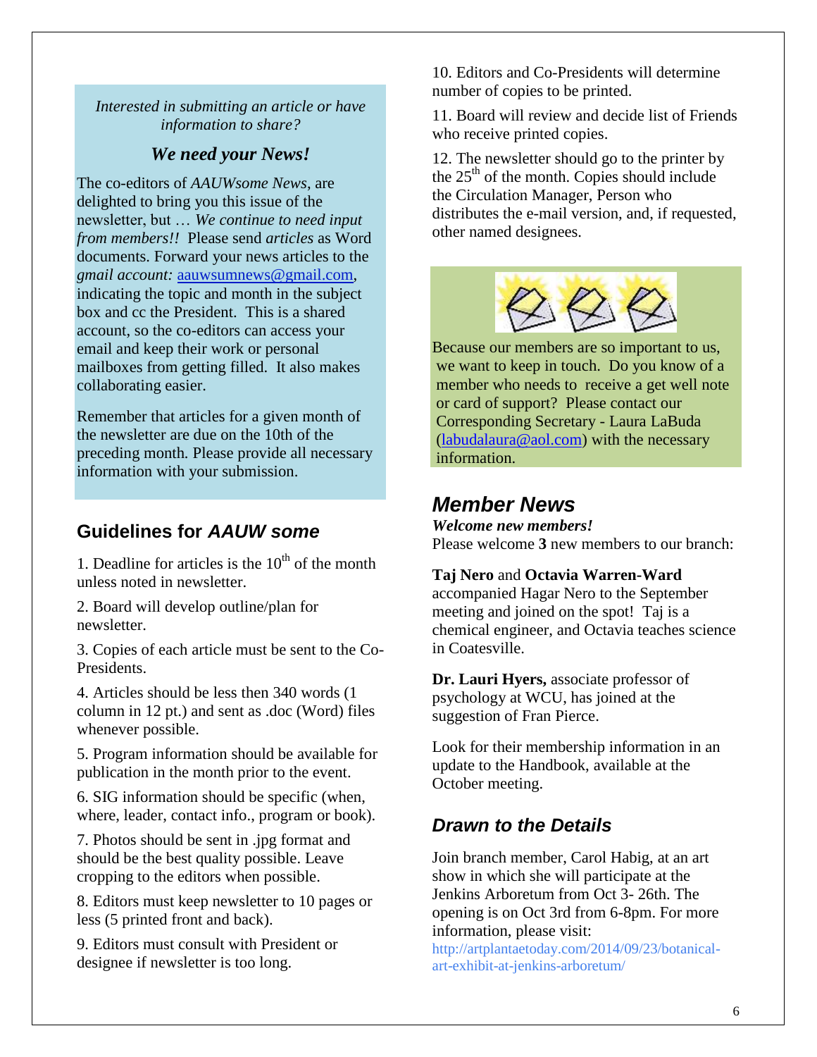*Interested in submitting an article or have information to share?*

***We need your News!***

The co-editors of *AAUWsome News*, are delighted to bring you this issue of the newsletter, but … *We continue to need input from members!!* Please send *articles* as Word documents. Forward your news articles to the *gmail account:* aauwsumnews@gmail.com, indicating the topic and month in the subject box and cc the President. This is a shared account, so the co-editors can access your email and keep their work or personal mailboxes from getting filled. It also makes collaborating easier.

Remember that articles for a given month of the newsletter are due on the 10th of the preceding month. Please provide all necessary information with your submission.

## Guidelines for *AAUW some*

1. Deadline for articles is the 10th of the month unless noted in newsletter.
2. Board will develop outline/plan for newsletter.
3. Copies of each article must be sent to the Co-Presidents.
4. Articles should be less then 340 words (1 column in 12 pt.) and sent as .doc (Word) files whenever possible.
5. Program information should be available for publication in the month prior to the event.
6. SIG information should be specific (when, where, leader, contact info., program or book).
7. Photos should be sent in .jpg format and should be the best quality possible. Leave cropping to the editors when possible.
8. Editors must keep newsletter to 10 pages or less (5 printed front and back).
9. Editors must consult with President or designee if newsletter is too long.
10. Editors and Co-Presidents will determine number of copies to be printed.
11. Board will review and decide list of Friends who receive printed copies.
12. The newsletter should go to the printer by the 25th of the month. Copies should include the Circulation Manager, Person who distributes the e-mail version, and, if requested, other named designees.

Because our members are so important to us, we want to keep in touch. Do you know of a member who needs to receive a get well note or card of support? Please contact our Corresponding Secretary - Laura LaBuda (labudalaura@aol.com) with the necessary information.

## *Member News*

***Welcome new members!***

Please welcome **3** new members to our branch:

**Taj Nero** and **Octavia Warren-Ward** accompanied Hagar Nero to the September meeting and joined on the spot! Taj is a chemical engineer, and Octavia teaches science in Coatesville.

**Dr. Lauri Hyers,** associate professor of psychology at WCU, has joined at the suggestion of Fran Pierce.

Look for their membership information in an update to the Handbook, available at the October meeting.

## *Drawn to the Details*

Join branch member, Carol Habig, at an art show in which she will participate at the Jenkins Arboretum from Oct 3- 26th. The opening is on Oct 3rd from 6-8pm. For more information, please visit: http://artplantaetoday.com/2014/09/23/botanical-art-exhibit-at-jenkins-arboretum/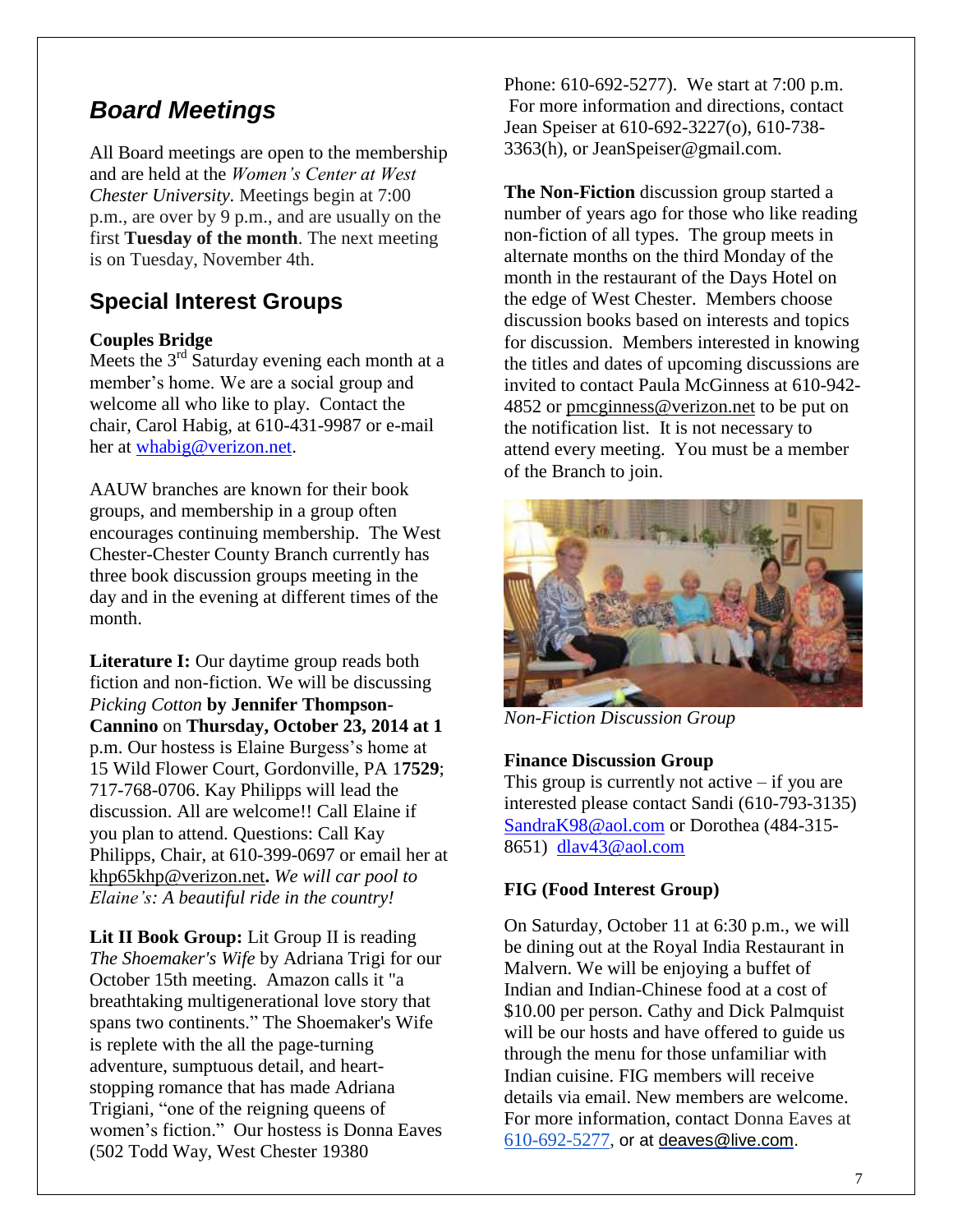## *Board Meetings*

All Board meetings are open to the membership and are held at the *Women's Center at West Chester University.* Meetings begin at 7:00 p.m., are over by 9 p.m., and are usually on the first **Tuesday of the month**. The next meeting is on Tuesday, November 4th.

## Special Interest Groups

**Couples Bridge**
Meets the 3rd Saturday evening each month at a member's home. We are a social group and welcome all who like to play. Contact the chair, Carol Habig, at 610-431-9987 or e-mail her at whabig@verizon.net.

AAUW branches are known for their book groups, and membership in a group often encourages continuing membership. The West Chester-Chester County Branch currently has three book discussion groups meeting in the day and in the evening at different times of the month.

**Literature I:** Our daytime group reads both fiction and non-fiction. We will be discussing *Picking Cotton* **by Jennifer Thompson-Cannino** on **Thursday, October 23, 2014 at 1** p.m. Our hostess is Elaine Burgess's home at 15 Wild Flower Court, Gordonville, PA 1**7529**; 717-768-0706. Kay Philipps will lead the discussion. All are welcome!! Call Elaine if you plan to attend. Questions: Call Kay Philipps, Chair, at 610-399-0697 or email her at khp65khp@verizon.net**.** *We will car pool to Elaine's: A beautiful ride in the country!*

**Lit II Book Group:** Lit Group II is reading *The Shoemaker's Wife* by Adriana Trigi for our October 15th meeting. Amazon calls it "a breathtaking multigenerational love story that spans two continents." The Shoemaker's Wife is replete with the all the page-turning adventure, sumptuous detail, and heart-stopping romance that has made Adriana Trigiani, "one of the reigning queens of women's fiction." Our hostess is Donna Eaves (502 Todd Way, West Chester 19380 Phone: 610-692-5277). We start at 7:00 p.m. For more information and directions, contact Jean Speiser at 610-692-3227(o), 610-738-3363(h), or JeanSpeiser@gmail.com.

**The Non-Fiction** discussion group started a number of years ago for those who like reading non-fiction of all types. The group meets in alternate months on the third Monday of the month in the restaurant of the Days Hotel on the edge of West Chester. Members choose discussion books based on interests and topics for discussion. Members interested in knowing the titles and dates of upcoming discussions are invited to contact Paula McGinness at 610-942-4852 or pmcginness@verizon.net to be put on the notification list. It is not necessary to attend every meeting. You must be a member of the Branch to join.

*Non-Fiction Discussion Group*

**Finance Discussion Group**
This group is currently not active – if you are interested please contact Sandi (610-793-3135) SandraK98@aol.com or Dorothea (484-315-8651) dlav43@aol.com

**FIG (Food Interest Group)**

On Saturday, October 11 at 6:30 p.m., we will be dining out at the Royal India Restaurant in Malvern. We will be enjoying a buffet of Indian and Indian-Chinese food at a cost of $10.00 per person. Cathy and Dick Palmquist will be our hosts and have offered to guide us through the menu for those unfamiliar with Indian cuisine. FIG members will receive details via email. New members are welcome. For more information, contact Donna Eaves at 610-692-5277, or at deaves@live.com.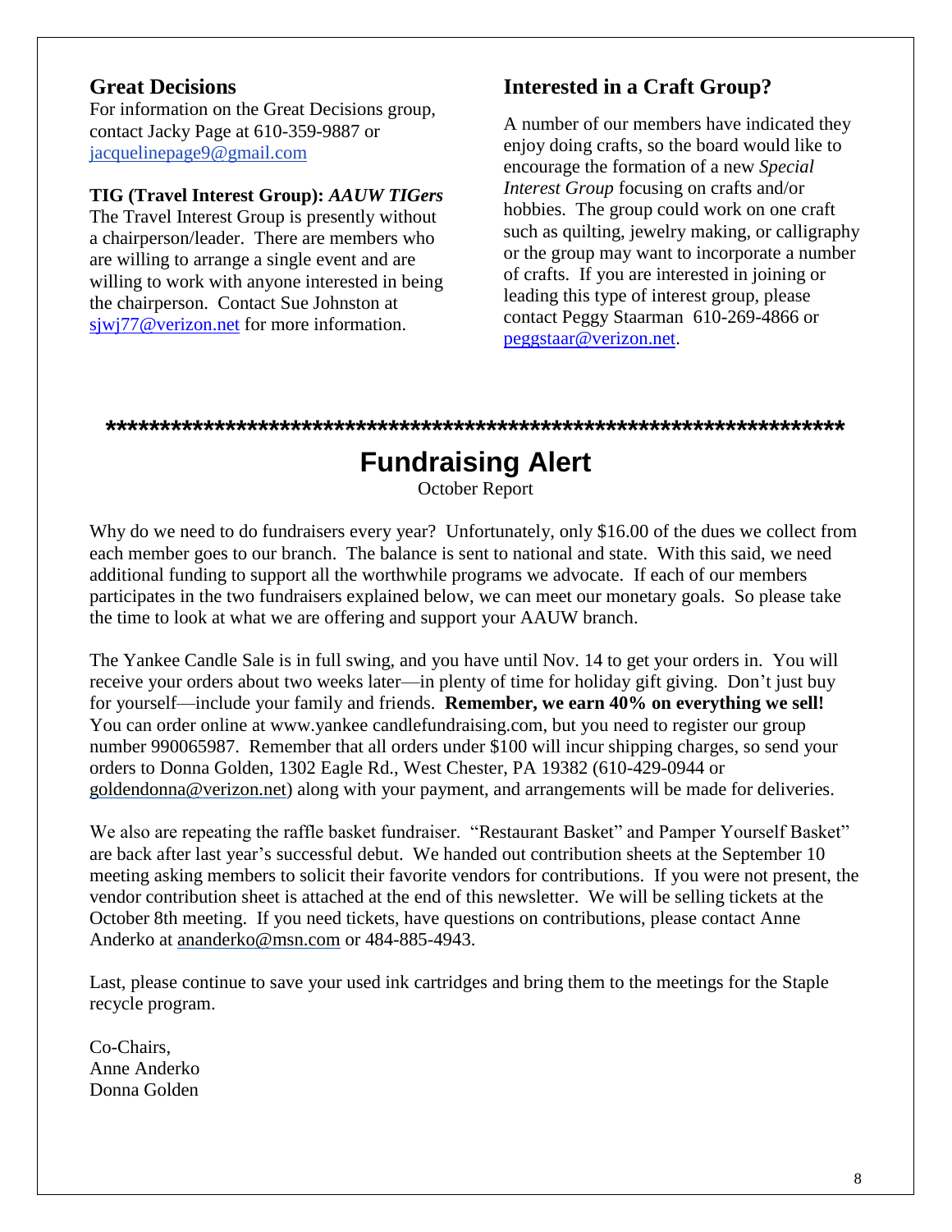## Great Decisions

For information on the Great Decisions group, contact Jacky Page at 610-359-9887 or jacquelinepage9@gmail.com

**TIG (Travel Interest Group):** ***AAUW TIGers***

The Travel Interest Group is presently without a chairperson/leader. There are members who are willing to arrange a single event and are willing to work with anyone interested in being the chairperson. Contact Sue Johnston at sjwj77@verizon.net for more information.

## Interested in a Craft Group?

A number of our members have indicated they enjoy doing crafts, so the board would like to encourage the formation of a new *Special Interest Group* focusing on crafts and/or hobbies. The group could work on one craft such as quilting, jewelry making, or calligraphy or the group may want to incorporate a number of crafts. If you are interested in joining or leading this type of interest group, please contact Peggy Staarman 610-269-4866 or peggstaar@verizon.net.

**********************************************************************

# Fundraising Alert

October Report

Why do we need to do fundraisers every year? Unfortunately, only $16.00 of the dues we collect from each member goes to our branch. The balance is sent to national and state. With this said, we need additional funding to support all the worthwhile programs we advocate. If each of our members participates in the two fundraisers explained below, we can meet our monetary goals. So please take the time to look at what we are offering and support your AAUW branch.

The Yankee Candle Sale is in full swing, and you have until Nov. 14 to get your orders in. You will receive your orders about two weeks later—in plenty of time for holiday gift giving. Don't just buy for yourself—include your family and friends. **Remember, we earn 40% on everything we sell!** You can order online at www.yankee candlefundraising.com, but you need to register our group number 990065987. Remember that all orders under $100 will incur shipping charges, so send your orders to Donna Golden, 1302 Eagle Rd., West Chester, PA 19382 (610-429-0944 or goldendonna@verizon.net) along with your payment, and arrangements will be made for deliveries.

We also are repeating the raffle basket fundraiser. "Restaurant Basket" and Pamper Yourself Basket" are back after last year's successful debut. We handed out contribution sheets at the September 10 meeting asking members to solicit their favorite vendors for contributions. If you were not present, the vendor contribution sheet is attached at the end of this newsletter. We will be selling tickets at the October 8th meeting. If you need tickets, have questions on contributions, please contact Anne Anderko at ananderko@msn.com or 484-885-4943.

Last, please continue to save your used ink cartridges and bring them to the meetings for the Staple recycle program.

Co-Chairs,  
Anne Anderko  
Donna Golden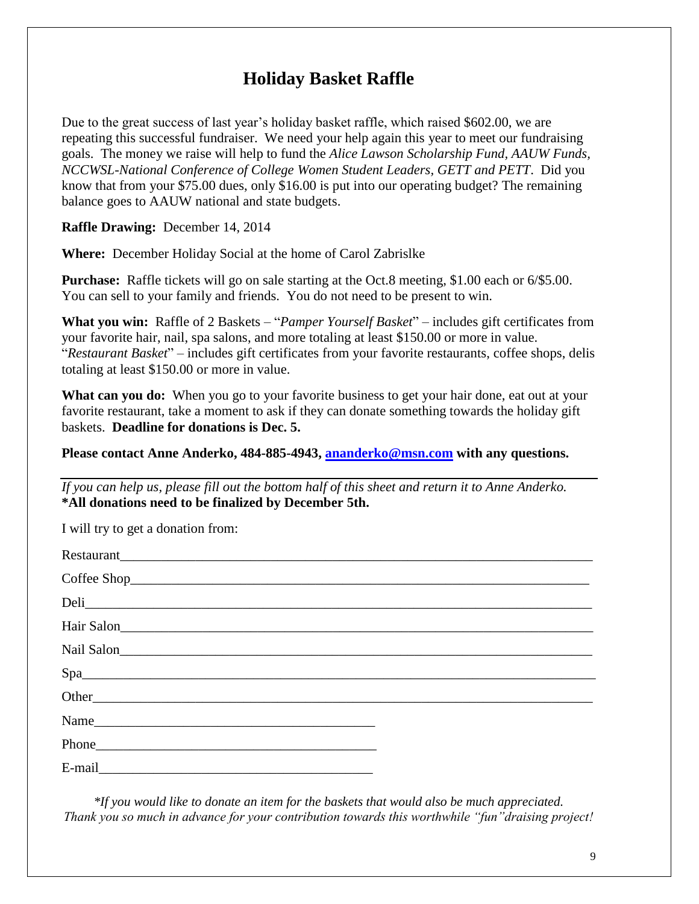# Holiday Basket Raffle

Due to the great success of last year's holiday basket raffle, which raised $602.00, we are repeating this successful fundraiser. We need your help again this year to meet our fundraising goals. The money we raise will help to fund the *Alice Lawson Scholarship Fund, AAUW Funds, NCCWSL-National Conference of College Women Student Leaders, GETT and PETT*. Did you know that from your $75.00 dues, only $16.00 is put into our operating budget? The remaining balance goes to AAUW national and state budgets.

**Raffle Drawing:** December 14, 2014

**Where:** December Holiday Social at the home of Carol Zabrislke

**Purchase:** Raffle tickets will go on sale starting at the Oct.8 meeting, $1.00 each or 6/$5.00. You can sell to your family and friends. You do not need to be present to win.

**What you win:** Raffle of 2 Baskets – "*Pamper Yourself Basket*" – includes gift certificates from your favorite hair, nail, spa salons, and more totaling at least $150.00 or more in value. "*Restaurant Basket*" – includes gift certificates from your favorite restaurants, coffee shops, delis totaling at least $150.00 or more in value.

**What can you do:** When you go to your favorite business to get your hair done, eat out at your favorite restaurant, take a moment to ask if they can donate something towards the holiday gift baskets. **Deadline for donations is Dec. 5.**

**Please contact Anne Anderko, 484-885-4943, ananderko@msn.com with any questions.**

---

*If you can help us, please fill out the bottom half of this sheet and return it to Anne Anderko.*
**\*All donations need to be finalized by December 5th.**

I will try to get a donation from:

Restaurant\_\_\_\_\_\_\_\_\_\_\_\_\_\_\_\_\_\_\_\_\_\_\_\_\_\_\_\_\_\_\_\_\_\_\_\_\_\_\_\_

Coffee Shop\_\_\_\_\_\_\_\_\_\_\_\_\_\_\_\_\_\_\_\_\_\_\_\_\_\_\_\_\_\_\_\_\_\_\_\_\_\_\_\_

Deli\_\_\_\_\_\_\_\_\_\_\_\_\_\_\_\_\_\_\_\_\_\_\_\_\_\_\_\_\_\_\_\_\_\_\_\_\_\_\_\_

Hair Salon\_\_\_\_\_\_\_\_\_\_\_\_\_\_\_\_\_\_\_\_\_\_\_\_\_\_\_\_\_\_\_\_\_\_\_\_\_\_\_\_

Nail Salon\_\_\_\_\_\_\_\_\_\_\_\_\_\_\_\_\_\_\_\_\_\_\_\_\_\_\_\_\_\_\_\_\_\_\_\_\_\_\_\_

Spa\_\_\_\_\_\_\_\_\_\_\_\_\_\_\_\_\_\_\_\_\_\_\_\_\_\_\_\_\_\_\_\_\_\_\_\_\_\_\_\_

Other\_\_\_\_\_\_\_\_\_\_\_\_\_\_\_\_\_\_\_\_\_\_\_\_\_\_\_\_\_\_\_\_\_\_\_\_\_\_\_\_

Name\_\_\_\_\_\_\_\_\_\_\_\_\_\_\_\_\_\_\_\_\_\_\_\_\_\_\_\_

Phone\_\_\_\_\_\_\_\_\_\_\_\_\_\_\_\_\_\_\_\_\_\_\_\_\_\_\_\_

E-mail\_\_\_\_\_\_\_\_\_\_\_\_\_\_\_\_\_\_\_\_\_\_\_\_\_\_\_\_

*\*If you would like to donate an item for the baskets that would also be much appreciated. Thank you so much in advance for your contribution towards this worthwhile "fun"draising project!*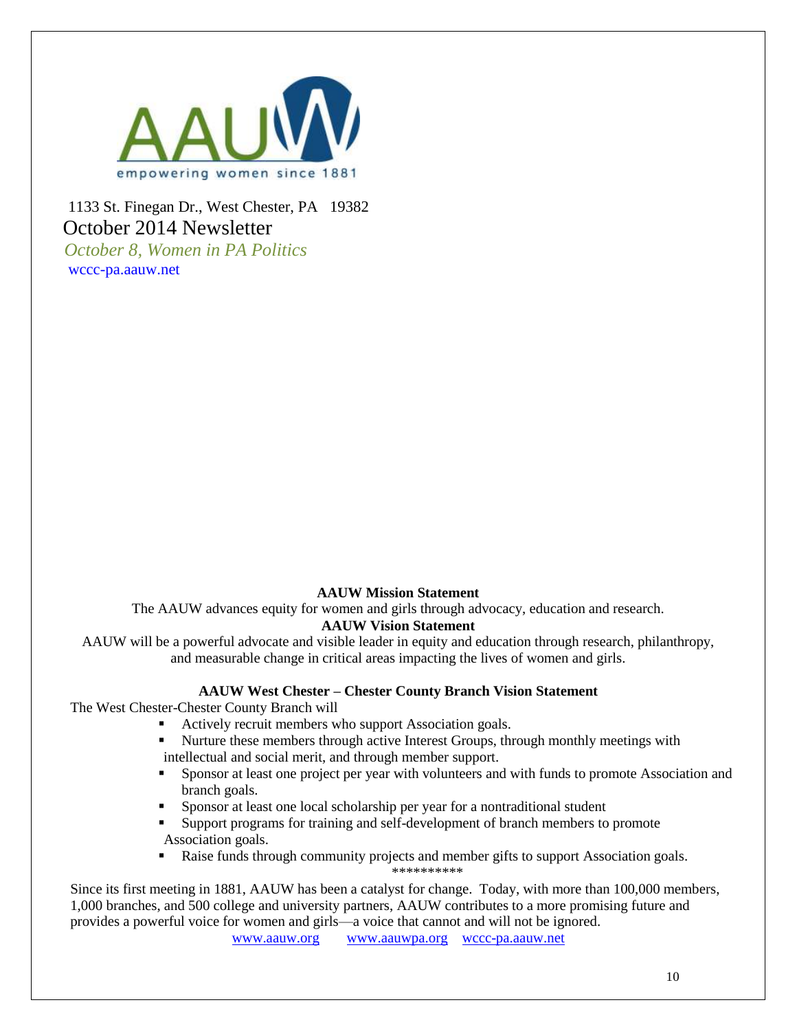AAUW

empowering women since 1881

1133 St. Finegan Dr., West Chester, PA 19382

October 2014 Newsletter

*October 8, Women in PA Politics*

wccc-pa.aauw.net

**AAUW Mission Statement**

The AAUW advances equity for women and girls through advocacy, education and research.

**AAUW Vision Statement**

AAUW will be a powerful advocate and visible leader in equity and education through research, philanthropy, and measurable change in critical areas impacting the lives of women and girls.

**AAUW West Chester – Chester County Branch Vision Statement**

The West Chester-Chester County Branch will

- Actively recruit members who support Association goals.
- Nurture these members through active Interest Groups, through monthly meetings with intellectual and social merit, and through member support.
- Sponsor at least one project per year with volunteers and with funds to promote Association and branch goals.
- Sponsor at least one local scholarship per year for a nontraditional student
- Support programs for training and self-development of branch members to promote Association goals.
- Raise funds through community projects and member gifts to support Association goals.

**********

Since its first meeting in 1881, AAUW has been a catalyst for change. Today, with more than 100,000 members, 1,000 branches, and 500 college and university partners, AAUW contributes to a more promising future and provides a powerful voice for women and girls—a voice that cannot and will not be ignored.

www.aauw.org www.aauwpa.org wccc-pa.aauw.net